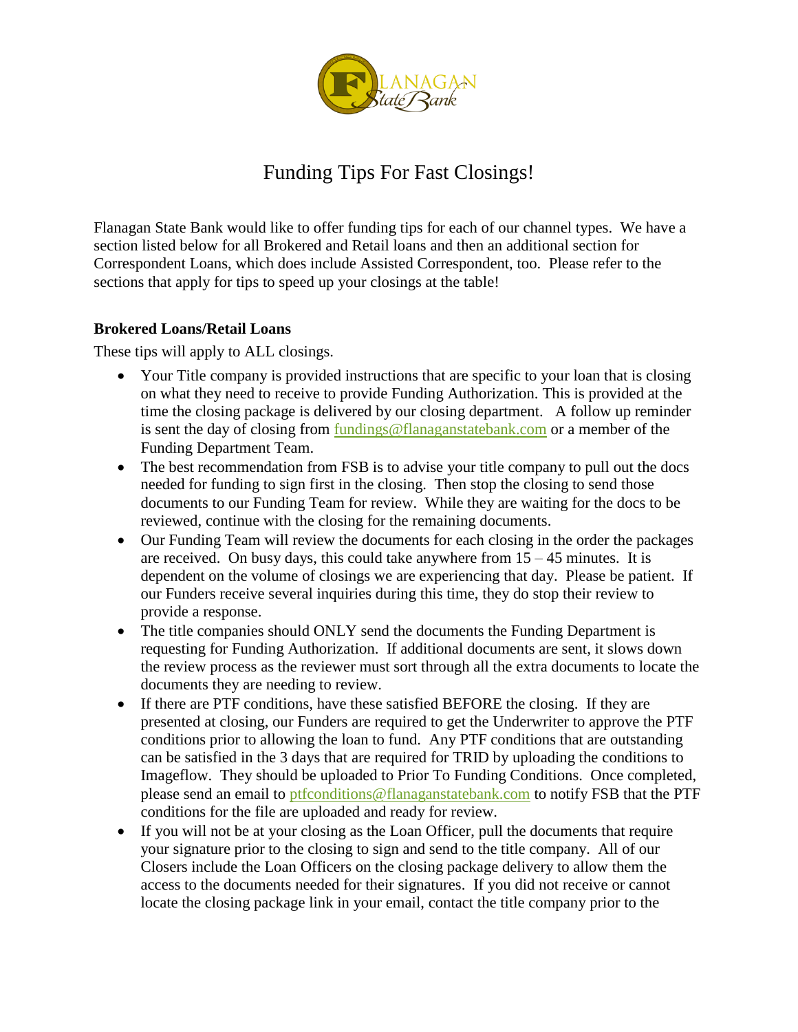# Funding Tips For Fast Closings!

Flanagan State Bank would like to offer funding tips for each of our channel types. We have a section listed below for all Brokered and Retail loans and then an additional section for Correspondent Loans, which does include Assisted Correspondent, too. Please refer to the sections that apply for tips to speed up your closings at the table!

**Brokered Loans/Retail Loans**

These tips will apply to ALL closings.

- Your Title company is provided instructions that are specific to your loan that is closing on what they need to receive to provide Funding Authorization. This is provided at the time the closing package is delivered by our closing department. A follow up reminder is sent the day of closing from fundings@flanaganstatebank.com or a member of the Funding Department Team.
- The best recommendation from FSB is to advise your title company to pull out the docs needed for funding to sign first in the closing. Then stop the closing to send those documents to our Funding Team for review. While they are waiting for the docs to be reviewed, continue with the closing for the remaining documents.
- Our Funding Team will review the documents for each closing in the order the packages are received. On busy days, this could take anywhere from 15 – 45 minutes. It is dependent on the volume of closings we are experiencing that day. Please be patient. If our Funders receive several inquiries during this time, they do stop their review to provide a response.
- The title companies should ONLY send the documents the Funding Department is requesting for Funding Authorization. If additional documents are sent, it slows down the review process as the reviewer must sort through all the extra documents to locate the documents they are needing to review.
- If there are PTF conditions, have these satisfied BEFORE the closing. If they are presented at closing, our Funders are required to get the Underwriter to approve the PTF conditions prior to allowing the loan to fund. Any PTF conditions that are outstanding can be satisfied in the 3 days that are required for TRID by uploading the conditions to Imageflow. They should be uploaded to Prior To Funding Conditions. Once completed, please send an email to ptfconditions@flanaganstatebank.com to notify FSB that the PTF conditions for the file are uploaded and ready for review.
- If you will not be at your closing as the Loan Officer, pull the documents that require your signature prior to the closing to sign and send to the title company. All of our Closers include the Loan Officers on the closing package delivery to allow them the access to the documents needed for their signatures. If you did not receive or cannot locate the closing package link in your email, contact the title company prior to the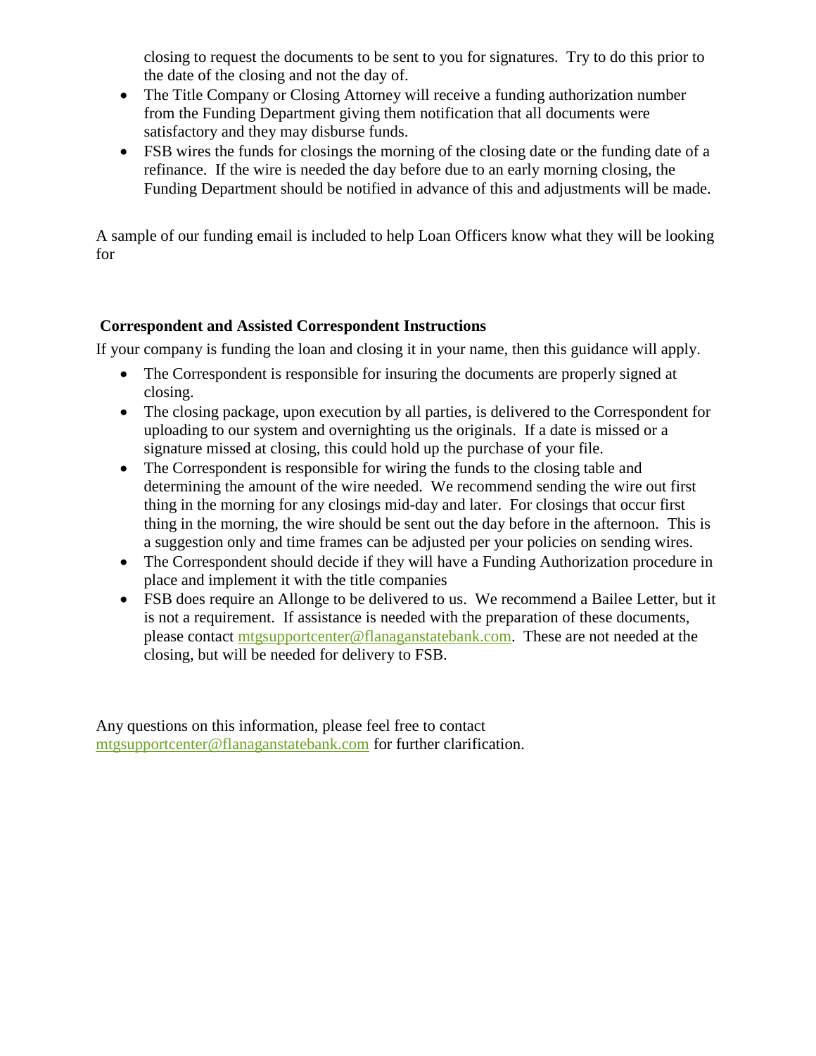closing to request the documents to be sent to you for signatures. Try to do this prior to the date of the closing and not the day of.

- The Title Company or Closing Attorney will receive a funding authorization number from the Funding Department giving them notification that all documents were satisfactory and they may disburse funds.
- FSB wires the funds for closings the morning of the closing date or the funding date of a refinance. If the wire is needed the day before due to an early morning closing, the Funding Department should be notified in advance of this and adjustments will be made.

A sample of our funding email is included to help Loan Officers know what they will be looking for

**Correspondent and Assisted Correspondent Instructions**

If your company is funding the loan and closing it in your name, then this guidance will apply.

- The Correspondent is responsible for insuring the documents are properly signed at closing.
- The closing package, upon execution by all parties, is delivered to the Correspondent for uploading to our system and overnighting us the originals. If a date is missed or a signature missed at closing, this could hold up the purchase of your file.
- The Correspondent is responsible for wiring the funds to the closing table and determining the amount of the wire needed. We recommend sending the wire out first thing in the morning for any closings mid-day and later. For closings that occur first thing in the morning, the wire should be sent out the day before in the afternoon. This is a suggestion only and time frames can be adjusted per your policies on sending wires.
- The Correspondent should decide if they will have a Funding Authorization procedure in place and implement it with the title companies
- FSB does require an Allonge to be delivered to us. We recommend a Bailee Letter, but it is not a requirement. If assistance is needed with the preparation of these documents, please contact mtgsupportcenter@flanaganstatebank.com. These are not needed at the closing, but will be needed for delivery to FSB.

Any questions on this information, please feel free to contact mtgsupportcenter@flanaganstatebank.com for further clarification.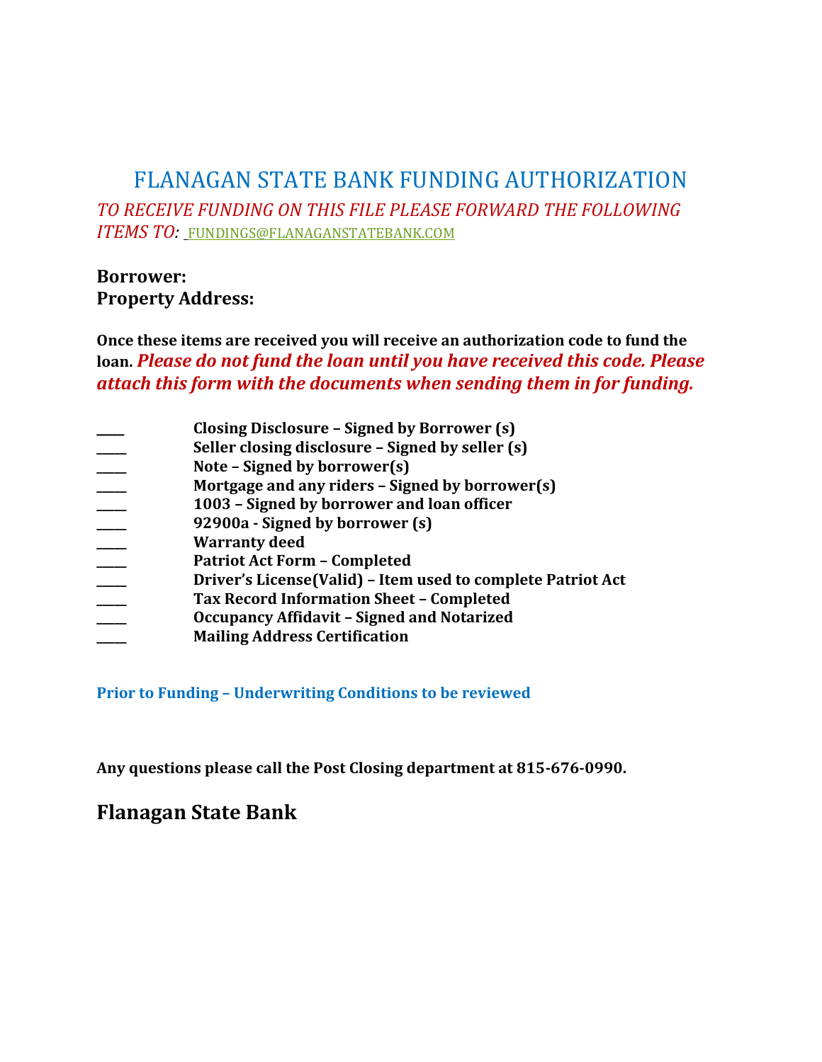# FLANAGAN STATE BANK FUNDING AUTHORIZATION

*TO RECEIVE FUNDING ON THIS FILE PLEASE FORWARD THE FOLLOWING ITEMS TO:* FUNDINGS@FLANAGANSTATEBANK.COM

**Borrower:**
**Property Address:**

**Once these items are received you will receive an authorization code to fund the loan.** ***Please do not fund the loan until you have received this code. Please attach this form with the documents when sending them in for funding.***

- ____ **Closing Disclosure – Signed by Borrower (s)**
- ____ **Seller closing disclosure – Signed by seller (s)**
- ____ **Note – Signed by borrower(s)**
- ____ **Mortgage and any riders – Signed by borrower(s)**
- ____ **1003 – Signed by borrower and loan officer**
- ____ **92900a - Signed by borrower (s)**
- ____ **Warranty deed**
- ____ **Patriot Act Form – Completed**
- ____ **Driver's License(Valid) – Item used to complete Patriot Act**
- ____ **Tax Record Information Sheet – Completed**
- ____ **Occupancy Affidavit – Signed and Notarized**
- ____ **Mailing Address Certification**

**Prior to Funding – Underwriting Conditions to be reviewed**

**Any questions please call the Post Closing department at 815-676-0990.**

## Flanagan State Bank